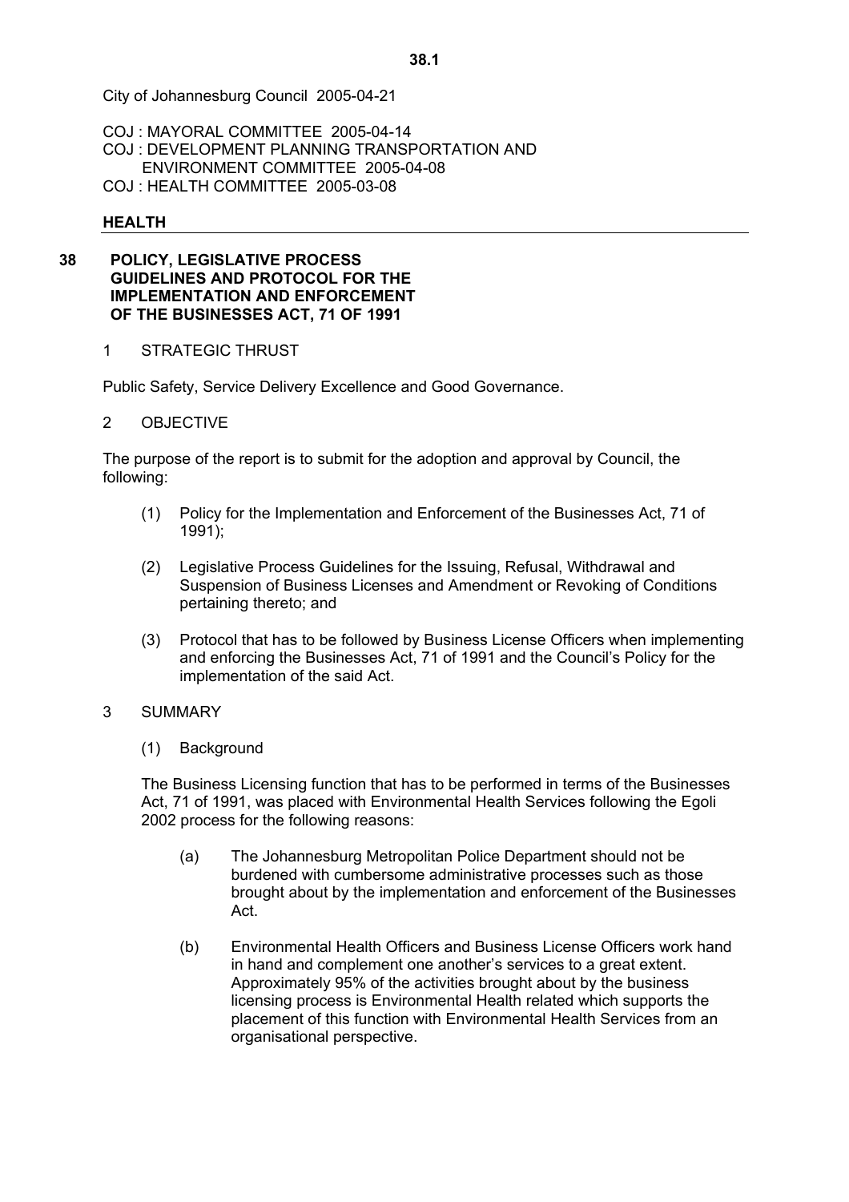City of Johannesburg Council 2005-04-21

COJ : MAYORAL COMMITTEE 2005-04-14
COJ : DEVELOPMENT PLANNING TRANSPORTATION AND ENVIRONMENT COMMITTEE 2005-04-08
COJ : HEALTH COMMITTEE 2005-03-08

**HEALTH**

## 38 POLICY, LEGISLATIVE PROCESS GUIDELINES AND PROTOCOL FOR THE IMPLEMENTATION AND ENFORCEMENT OF THE BUSINESSES ACT, 71 OF 1991

### 1 STRATEGIC THRUST

Public Safety, Service Delivery Excellence and Good Governance.

### 2 OBJECTIVE

The purpose of the report is to submit for the adoption and approval by Council, the following:

(1) Policy for the Implementation and Enforcement of the Businesses Act, 71 of 1991);

(2) Legislative Process Guidelines for the Issuing, Refusal, Withdrawal and Suspension of Business Licenses and Amendment or Revoking of Conditions pertaining thereto; and

(3) Protocol that has to be followed by Business License Officers when implementing and enforcing the Businesses Act, 71 of 1991 and the Council's Policy for the implementation of the said Act.

### 3 SUMMARY

(1) Background

The Business Licensing function that has to be performed in terms of the Businesses Act, 71 of 1991, was placed with Environmental Health Services following the Egoli 2002 process for the following reasons:

(a) The Johannesburg Metropolitan Police Department should not be burdened with cumbersome administrative processes such as those brought about by the implementation and enforcement of the Businesses Act.

(b) Environmental Health Officers and Business License Officers work hand in hand and complement one another's services to a great extent. Approximately 95% of the activities brought about by the business licensing process is Environmental Health related which supports the placement of this function with Environmental Health Services from an organisational perspective.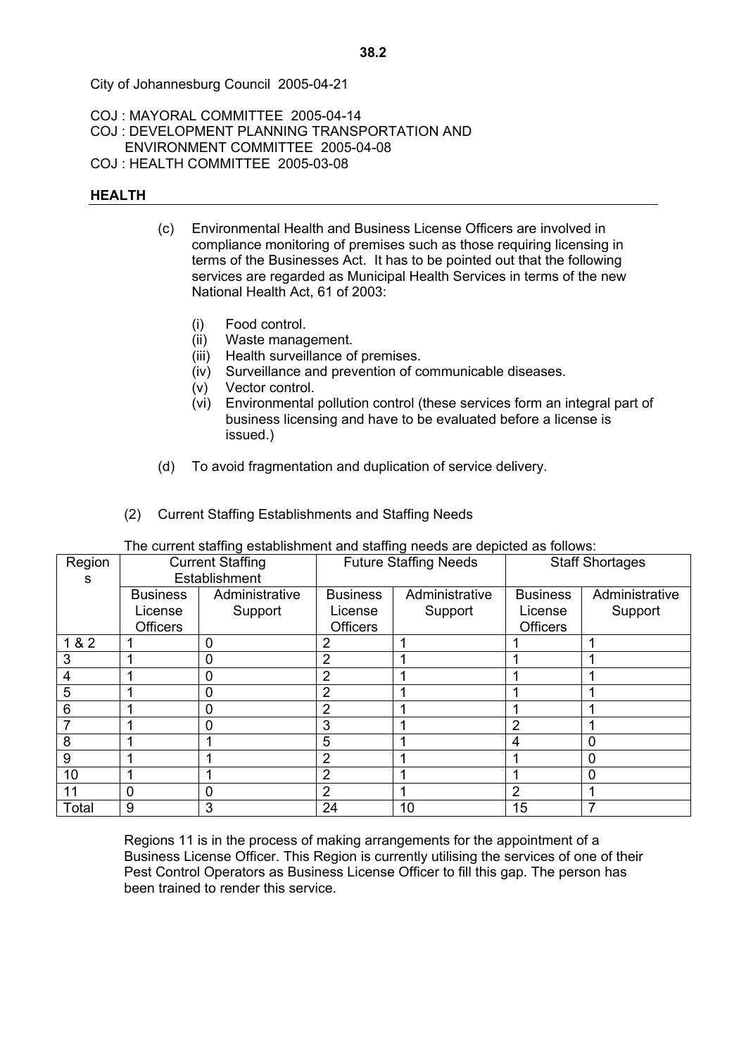City of Johannesburg Council 2005-04-21

COJ : MAYORAL COMMITTEE 2005-04-14
COJ : DEVELOPMENT PLANNING TRANSPORTATION AND ENVIRONMENT COMMITTEE 2005-04-08
COJ : HEALTH COMMITTEE 2005-03-08

**HEALTH**

(c) Environmental Health and Business License Officers are involved in compliance monitoring of premises such as those requiring licensing in terms of the Businesses Act. It has to be pointed out that the following services are regarded as Municipal Health Services in terms of the new National Health Act, 61 of 2003:

 (i) Food control.
 (ii) Waste management.
 (iii) Health surveillance of premises.
 (iv) Surveillance and prevention of communicable diseases.
 (v) Vector control.
 (vi) Environmental pollution control (these services form an integral part of business licensing and have to be evaluated before a license is issued.)

(d) To avoid fragmentation and duplication of service delivery.

(2) Current Staffing Establishments and Staffing Needs

The current staffing establishment and staffing needs are depicted as follows:

| Regions | Current Staffing Establishment | | Future Staffing Needs | | Staff Shortages | |
|---|---|---|---|---|---|---|
| | Business License Officers | Administrative Support | Business License Officers | Administrative Support | Business License Officers | Administrative Support |
| 1 & 2 | 1 | 0 | 2 | 1 | 1 | 1 |
| 3 | 1 | 0 | 2 | 1 | 1 | 1 |
| 4 | 1 | 0 | 2 | 1 | 1 | 1 |
| 5 | 1 | 0 | 2 | 1 | 1 | 1 |
| 6 | 1 | 0 | 2 | 1 | 1 | 1 |
| 7 | 1 | 0 | 3 | 1 | 2 | 1 |
| 8 | 1 | 1 | 5 | 1 | 4 | 0 |
| 9 | 1 | 1 | 2 | 1 | 1 | 0 |
| 10 | 1 | 1 | 2 | 1 | 1 | 0 |
| 11 | 0 | 0 | 2 | 1 | 2 | 1 |
| Total | 9 | 3 | 24 | 10 | 15 | 7 |

Regions 11 is in the process of making arrangements for the appointment of a Business License Officer. This Region is currently utilising the services of one of their Pest Control Operators as Business License Officer to fill this gap. The person has been trained to render this service.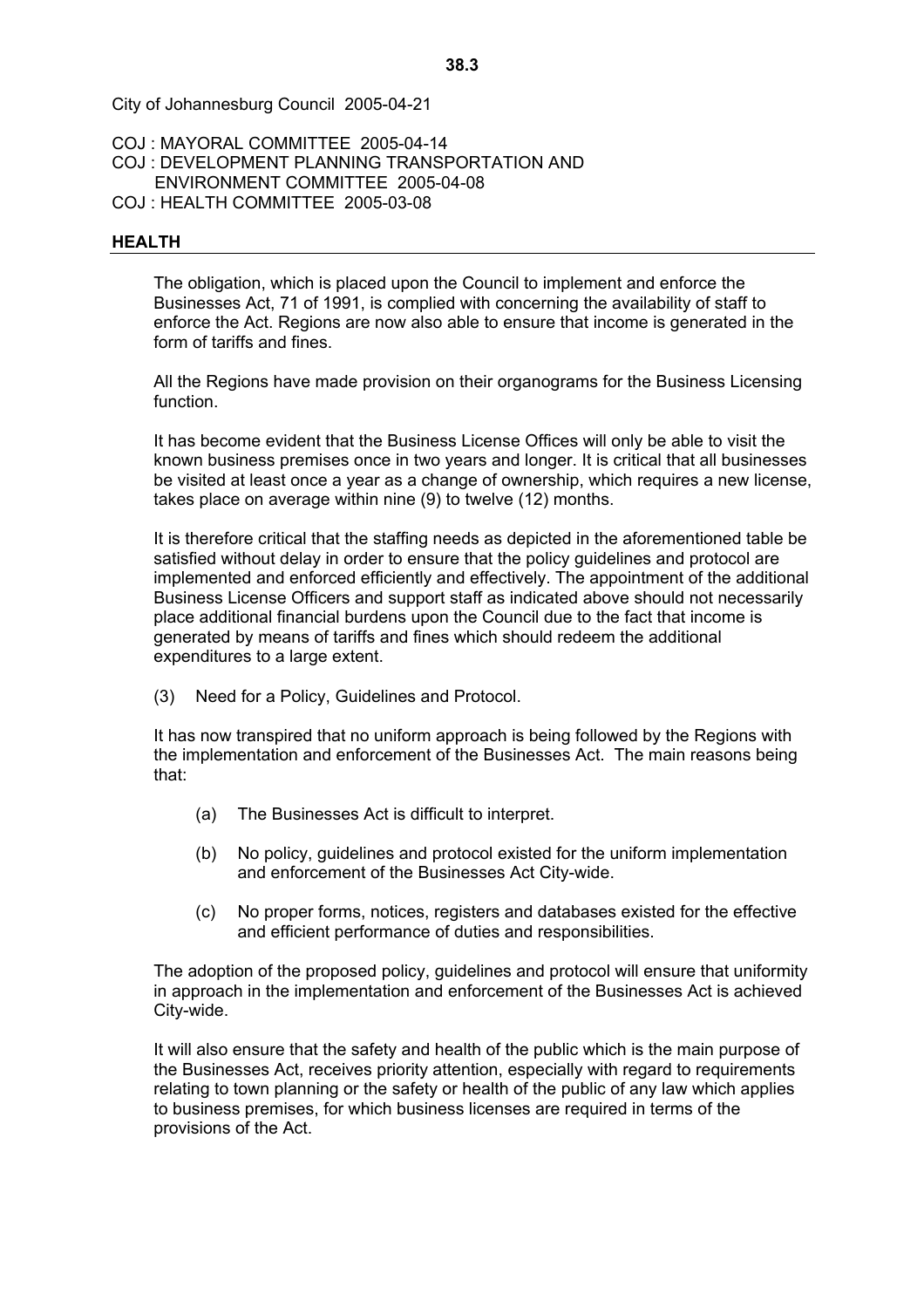City of Johannesburg Council 2005-04-21

COJ : MAYORAL COMMITTEE 2005-04-14
COJ : DEVELOPMENT PLANNING TRANSPORTATION AND ENVIRONMENT COMMITTEE 2005-04-08
COJ : HEALTH COMMITTEE 2005-03-08

**HEALTH**

The obligation, which is placed upon the Council to implement and enforce the Businesses Act, 71 of 1991, is complied with concerning the availability of staff to enforce the Act. Regions are now also able to ensure that income is generated in the form of tariffs and fines.

All the Regions have made provision on their organograms for the Business Licensing function.

It has become evident that the Business License Offices will only be able to visit the known business premises once in two years and longer. It is critical that all businesses be visited at least once a year as a change of ownership, which requires a new license, takes place on average within nine (9) to twelve (12) months.

It is therefore critical that the staffing needs as depicted in the aforementioned table be satisfied without delay in order to ensure that the policy guidelines and protocol are implemented and enforced efficiently and effectively. The appointment of the additional Business License Officers and support staff as indicated above should not necessarily place additional financial burdens upon the Council due to the fact that income is generated by means of tariffs and fines which should redeem the additional expenditures to a large extent.

(3) Need for a Policy, Guidelines and Protocol.

It has now transpired that no uniform approach is being followed by the Regions with the implementation and enforcement of the Businesses Act. The main reasons being that:

(a) The Businesses Act is difficult to interpret.

(b) No policy, guidelines and protocol existed for the uniform implementation and enforcement of the Businesses Act City-wide.

(c) No proper forms, notices, registers and databases existed for the effective and efficient performance of duties and responsibilities.

The adoption of the proposed policy, guidelines and protocol will ensure that uniformity in approach in the implementation and enforcement of the Businesses Act is achieved City-wide.

It will also ensure that the safety and health of the public which is the main purpose of the Businesses Act, receives priority attention, especially with regard to requirements relating to town planning or the safety or health of the public of any law which applies to business premises, for which business licenses are required in terms of the provisions of the Act.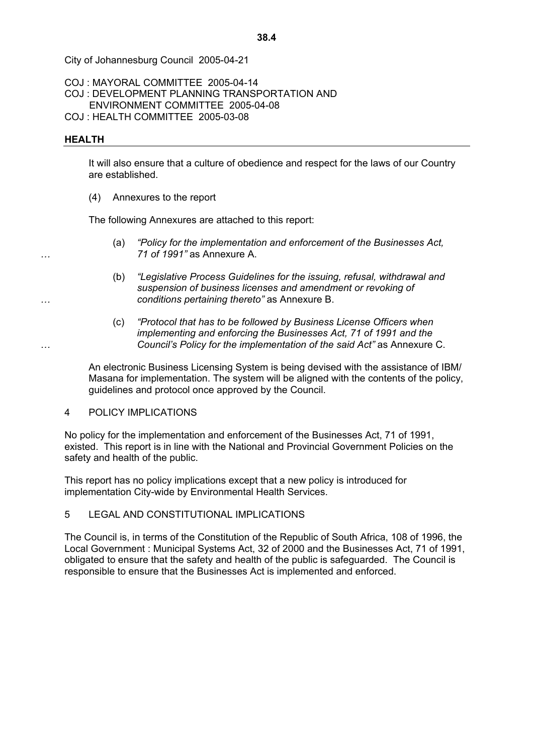City of Johannesburg Council 2005-04-21

COJ : MAYORAL COMMITTEE 2005-04-14
COJ : DEVELOPMENT PLANNING TRANSPORTATION AND ENVIRONMENT COMMITTEE 2005-04-08
COJ : HEALTH COMMITTEE 2005-03-08

**HEALTH**

It will also ensure that a culture of obedience and respect for the laws of our Country are established.

(4) Annexures to the report

The following Annexures are attached to this report:

…

(a) *"Policy for the implementation and enforcement of the Businesses Act, 71 of 1991"* as Annexure A.

…

(b) *"Legislative Process Guidelines for the issuing, refusal, withdrawal and suspension of business licenses and amendment or revoking of conditions pertaining thereto"* as Annexure B.

…

(c) *"Protocol that has to be followed by Business License Officers when implementing and enforcing the Businesses Act, 71 of 1991 and the Council's Policy for the implementation of the said Act"* as Annexure C.

An electronic Business Licensing System is being devised with the assistance of IBM/ Masana for implementation. The system will be aligned with the contents of the policy, guidelines and protocol once approved by the Council.

4 POLICY IMPLICATIONS

No policy for the implementation and enforcement of the Businesses Act, 71 of 1991, existed. This report is in line with the National and Provincial Government Policies on the safety and health of the public.

This report has no policy implications except that a new policy is introduced for implementation City-wide by Environmental Health Services.

5 LEGAL AND CONSTITUTIONAL IMPLICATIONS

The Council is, in terms of the Constitution of the Republic of South Africa, 108 of 1996, the Local Government : Municipal Systems Act, 32 of 2000 and the Businesses Act, 71 of 1991, obligated to ensure that the safety and health of the public is safeguarded. The Council is responsible to ensure that the Businesses Act is implemented and enforced.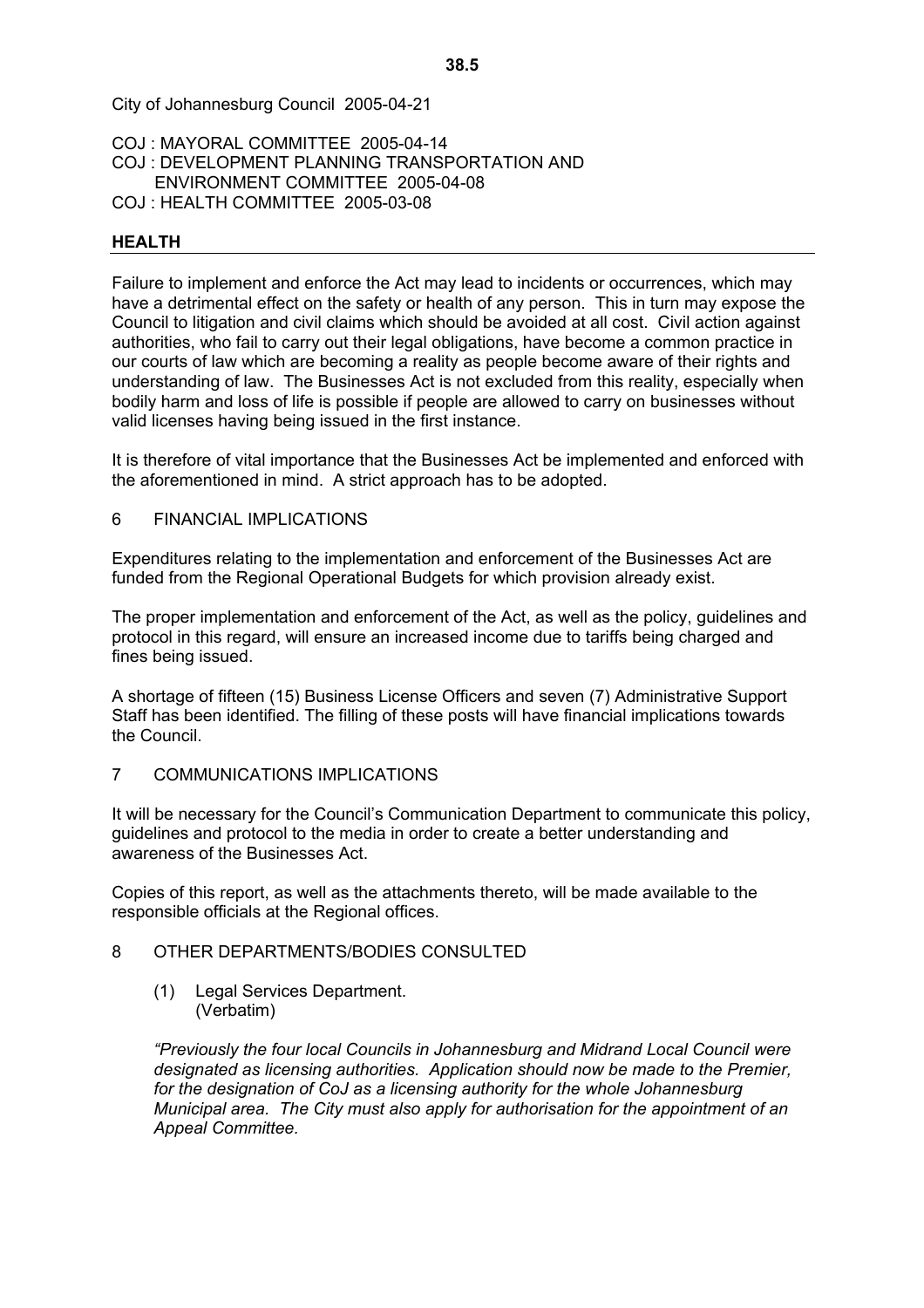City of Johannesburg Council 2005-04-21

COJ : MAYORAL COMMITTEE 2005-04-14
COJ : DEVELOPMENT PLANNING TRANSPORTATION AND ENVIRONMENT COMMITTEE 2005-04-08
COJ : HEALTH COMMITTEE 2005-03-08

**HEALTH**

Failure to implement and enforce the Act may lead to incidents or occurrences, which may have a detrimental effect on the safety or health of any person. This in turn may expose the Council to litigation and civil claims which should be avoided at all cost. Civil action against authorities, who fail to carry out their legal obligations, have become a common practice in our courts of law which are becoming a reality as people become aware of their rights and understanding of law. The Businesses Act is not excluded from this reality, especially when bodily harm and loss of life is possible if people are allowed to carry on businesses without valid licenses having being issued in the first instance.

It is therefore of vital importance that the Businesses Act be implemented and enforced with the aforementioned in mind. A strict approach has to be adopted.

6 FINANCIAL IMPLICATIONS

Expenditures relating to the implementation and enforcement of the Businesses Act are funded from the Regional Operational Budgets for which provision already exist.

The proper implementation and enforcement of the Act, as well as the policy, guidelines and protocol in this regard, will ensure an increased income due to tariffs being charged and fines being issued.

A shortage of fifteen (15) Business License Officers and seven (7) Administrative Support Staff has been identified. The filling of these posts will have financial implications towards the Council.

7 COMMUNICATIONS IMPLICATIONS

It will be necessary for the Council's Communication Department to communicate this policy, guidelines and protocol to the media in order to create a better understanding and awareness of the Businesses Act.

Copies of this report, as well as the attachments thereto, will be made available to the responsible officials at the Regional offices.

8 OTHER DEPARTMENTS/BODIES CONSULTED

(1) Legal Services Department.
(Verbatim)

*"Previously the four local Councils in Johannesburg and Midrand Local Council were designated as licensing authorities. Application should now be made to the Premier, for the designation of CoJ as a licensing authority for the whole Johannesburg Municipal area. The City must also apply for authorisation for the appointment of an Appeal Committee.*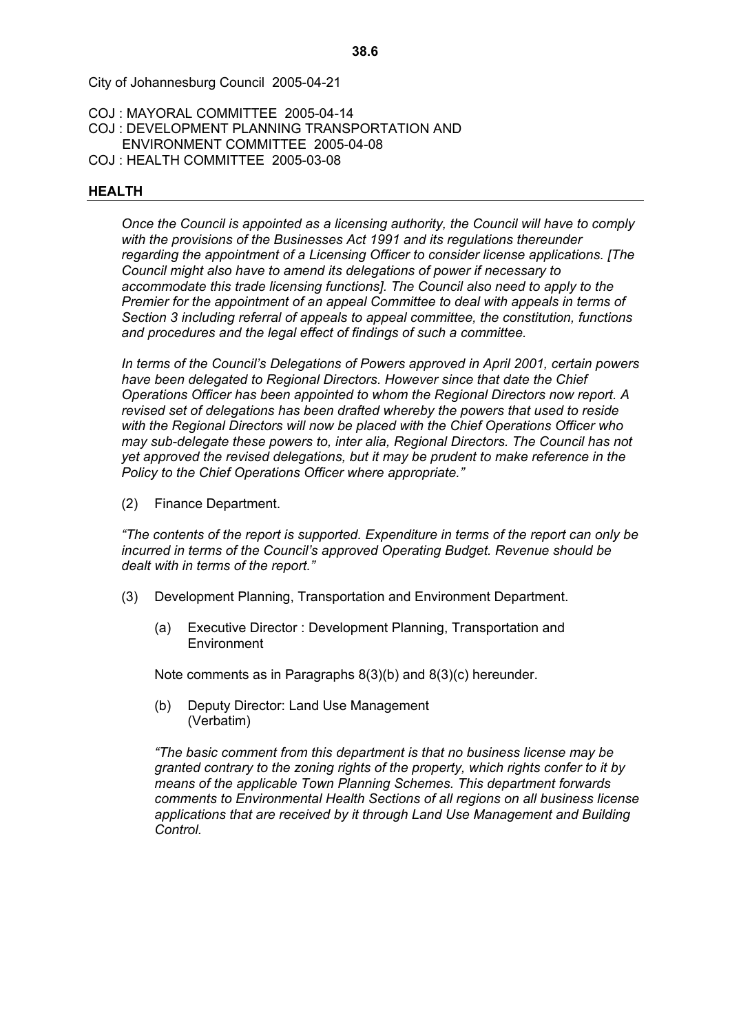City of Johannesburg Council 2005-04-21

COJ : MAYORAL COMMITTEE 2005-04-14
COJ : DEVELOPMENT PLANNING TRANSPORTATION AND ENVIRONMENT COMMITTEE 2005-04-08
COJ : HEALTH COMMITTEE 2005-03-08

**HEALTH**

*Once the Council is appointed as a licensing authority, the Council will have to comply with the provisions of the Businesses Act 1991 and its regulations thereunder regarding the appointment of a Licensing Officer to consider license applications. [The Council might also have to amend its delegations of power if necessary to accommodate this trade licensing functions]. The Council also need to apply to the Premier for the appointment of an appeal Committee to deal with appeals in terms of Section 3 including referral of appeals to appeal committee, the constitution, functions and procedures and the legal effect of findings of such a committee.*

*In terms of the Council's Delegations of Powers approved in April 2001, certain powers have been delegated to Regional Directors. However since that date the Chief Operations Officer has been appointed to whom the Regional Directors now report. A revised set of delegations has been drafted whereby the powers that used to reside with the Regional Directors will now be placed with the Chief Operations Officer who may sub-delegate these powers to, inter alia, Regional Directors. The Council has not yet approved the revised delegations, but it may be prudent to make reference in the Policy to the Chief Operations Officer where appropriate."*

(2) Finance Department.

*"The contents of the report is supported. Expenditure in terms of the report can only be incurred in terms of the Council's approved Operating Budget. Revenue should be dealt with in terms of the report."*

(3) Development Planning, Transportation and Environment Department.

(a) Executive Director : Development Planning, Transportation and Environment

Note comments as in Paragraphs 8(3)(b) and 8(3)(c) hereunder.

(b) Deputy Director: Land Use Management (Verbatim)

*"The basic comment from this department is that no business license may be granted contrary to the zoning rights of the property, which rights confer to it by means of the applicable Town Planning Schemes. This department forwards comments to Environmental Health Sections of all regions on all business license applications that are received by it through Land Use Management and Building Control.*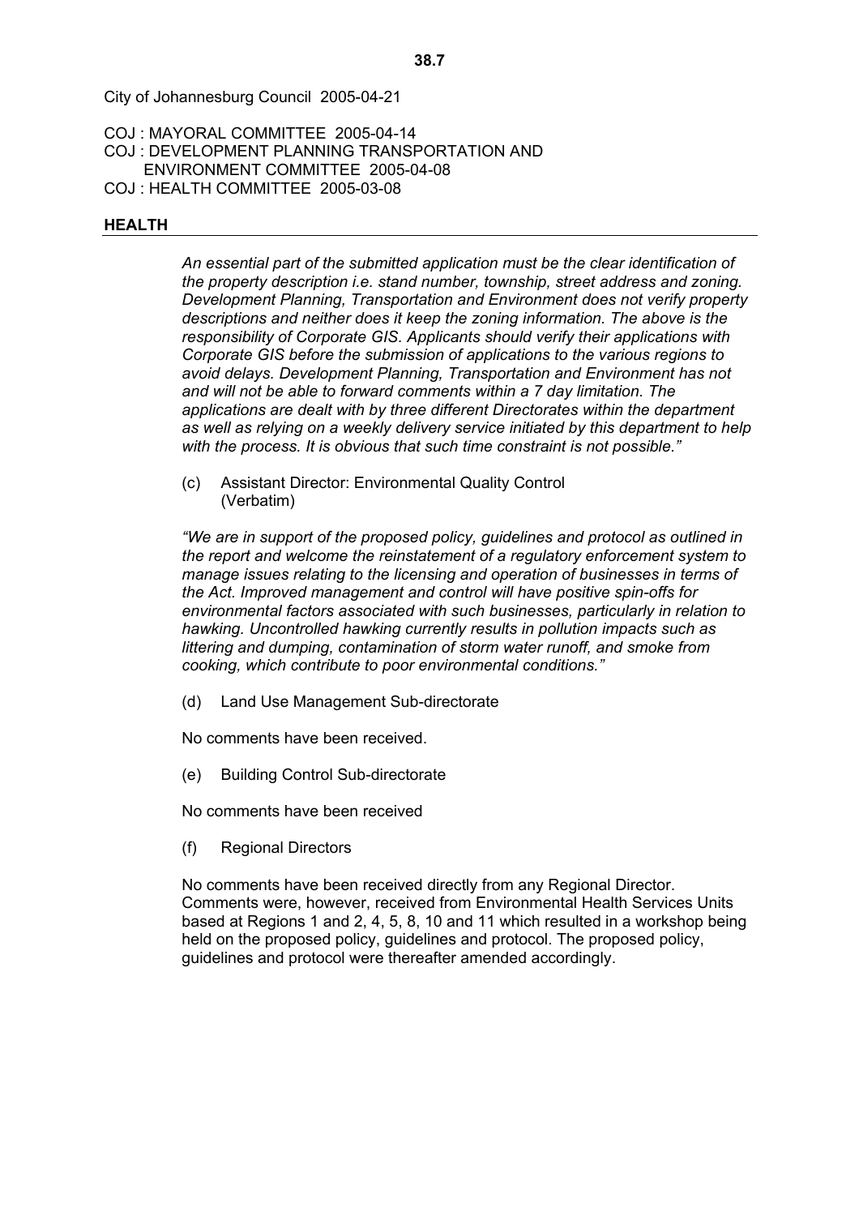City of Johannesburg Council 2005-04-21

COJ : MAYORAL COMMITTEE 2005-04-14
COJ : DEVELOPMENT PLANNING TRANSPORTATION AND ENVIRONMENT COMMITTEE 2005-04-08
COJ : HEALTH COMMITTEE 2005-03-08

## HEALTH

*An essential part of the submitted application must be the clear identification of the property description i.e. stand number, township, street address and zoning. Development Planning, Transportation and Environment does not verify property descriptions and neither does it keep the zoning information. The above is the responsibility of Corporate GIS. Applicants should verify their applications with Corporate GIS before the submission of applications to the various regions to avoid delays. Development Planning, Transportation and Environment has not and will not be able to forward comments within a 7 day limitation. The applications are dealt with by three different Directorates within the department as well as relying on a weekly delivery service initiated by this department to help with the process. It is obvious that such time constraint is not possible."*

(c) Assistant Director: Environmental Quality Control
(Verbatim)

*"We are in support of the proposed policy, guidelines and protocol as outlined in the report and welcome the reinstatement of a regulatory enforcement system to manage issues relating to the licensing and operation of businesses in terms of the Act. Improved management and control will have positive spin-offs for environmental factors associated with such businesses, particularly in relation to hawking. Uncontrolled hawking currently results in pollution impacts such as littering and dumping, contamination of storm water runoff, and smoke from cooking, which contribute to poor environmental conditions."*

(d) Land Use Management Sub-directorate

No comments have been received.

(e) Building Control Sub-directorate

No comments have been received

(f) Regional Directors

No comments have been received directly from any Regional Director. Comments were, however, received from Environmental Health Services Units based at Regions 1 and 2, 4, 5, 8, 10 and 11 which resulted in a workshop being held on the proposed policy, guidelines and protocol. The proposed policy, guidelines and protocol were thereafter amended accordingly.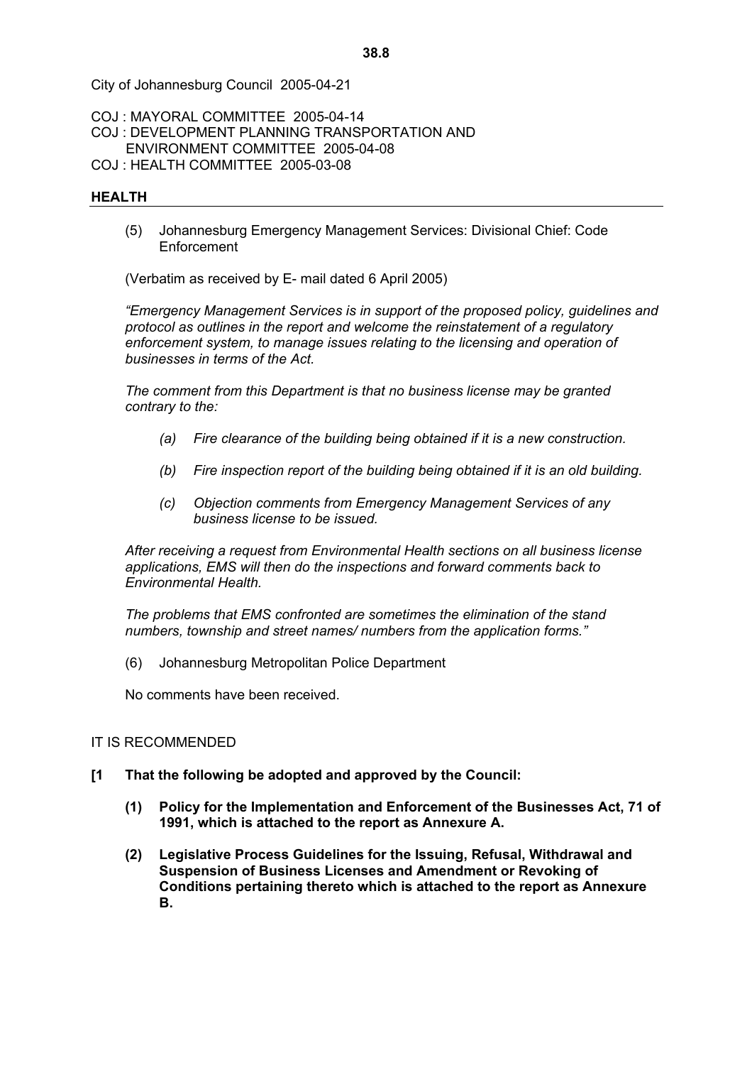City of Johannesburg Council 2005-04-21

COJ : MAYORAL COMMITTEE 2005-04-14
COJ : DEVELOPMENT PLANNING TRANSPORTATION AND
ENVIRONMENT COMMITTEE 2005-04-08
COJ : HEALTH COMMITTEE 2005-03-08

**HEALTH**

(5) Johannesburg Emergency Management Services: Divisional Chief: Code Enforcement

(Verbatim as received by E- mail dated 6 April 2005)

*"Emergency Management Services is in support of the proposed policy, guidelines and protocol as outlines in the report and welcome the reinstatement of a regulatory enforcement system, to manage issues relating to the licensing and operation of businesses in terms of the Act.*

*The comment from this Department is that no business license may be granted contrary to the:*

*(a) Fire clearance of the building being obtained if it is a new construction.*

*(b) Fire inspection report of the building being obtained if it is an old building.*

*(c) Objection comments from Emergency Management Services of any business license to be issued.*

*After receiving a request from Environmental Health sections on all business license applications, EMS will then do the inspections and forward comments back to Environmental Health.*

*The problems that EMS confronted are sometimes the elimination of the stand numbers, township and street names/ numbers from the application forms."*

(6) Johannesburg Metropolitan Police Department

No comments have been received.

IT IS RECOMMENDED

**[1 That the following be adopted and approved by the Council:**

**(1) Policy for the Implementation and Enforcement of the Businesses Act, 71 of 1991, which is attached to the report as Annexure A.**

**(2) Legislative Process Guidelines for the Issuing, Refusal, Withdrawal and Suspension of Business Licenses and Amendment or Revoking of Conditions pertaining thereto which is attached to the report as Annexure B.**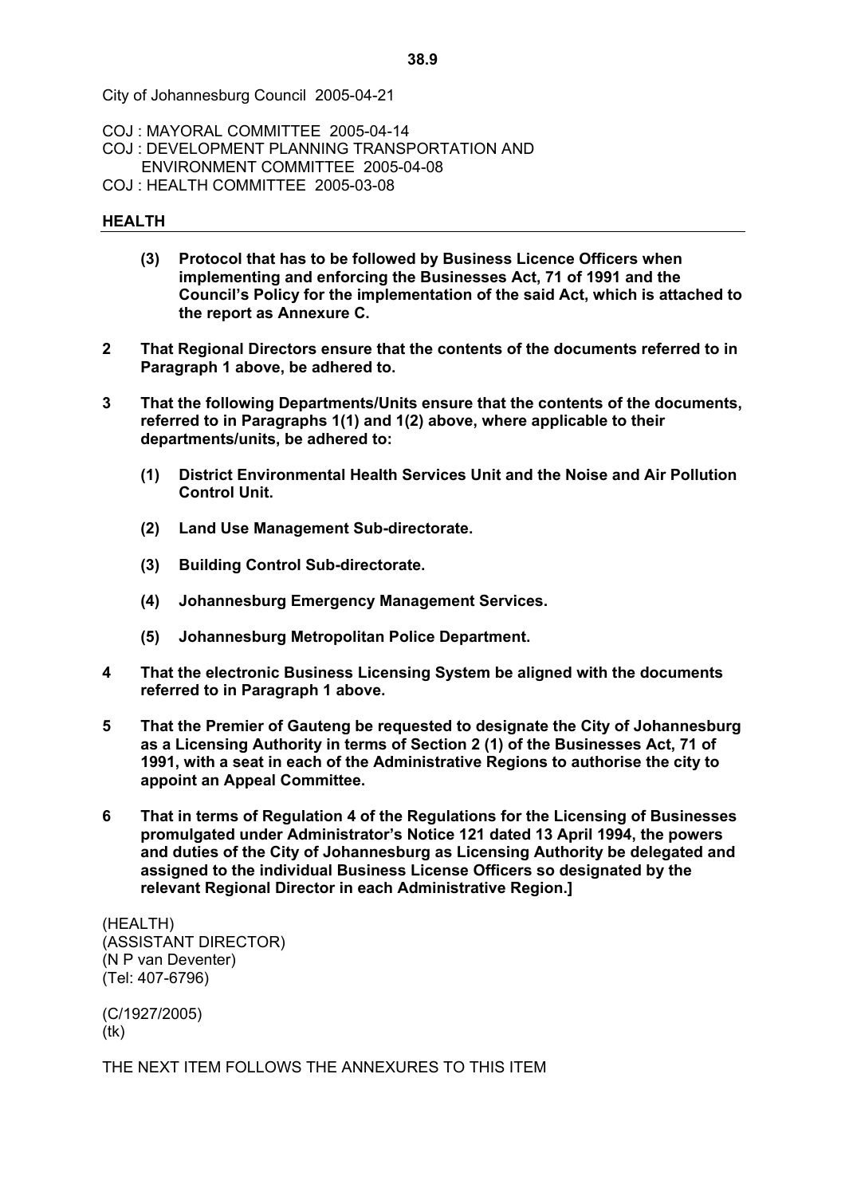City of Johannesburg Council 2005-04-21

COJ : MAYORAL COMMITTEE 2005-04-14
COJ : DEVELOPMENT PLANNING TRANSPORTATION AND ENVIRONMENT COMMITTEE 2005-04-08
COJ : HEALTH COMMITTEE 2005-03-08

## HEALTH

**(3) Protocol that has to be followed by Business Licence Officers when implementing and enforcing the Businesses Act, 71 of 1991 and the Council's Policy for the implementation of the said Act, which is attached to the report as Annexure C.**

**2 That Regional Directors ensure that the contents of the documents referred to in Paragraph 1 above, be adhered to.**

**3 That the following Departments/Units ensure that the contents of the documents, referred to in Paragraphs 1(1) and 1(2) above, where applicable to their departments/units, be adhered to:**

**(1) District Environmental Health Services Unit and the Noise and Air Pollution Control Unit.**

**(2) Land Use Management Sub-directorate.**

**(3) Building Control Sub-directorate.**

**(4) Johannesburg Emergency Management Services.**

**(5) Johannesburg Metropolitan Police Department.**

**4 That the electronic Business Licensing System be aligned with the documents referred to in Paragraph 1 above.**

**5 That the Premier of Gauteng be requested to designate the City of Johannesburg as a Licensing Authority in terms of Section 2 (1) of the Businesses Act, 71 of 1991, with a seat in each of the Administrative Regions to authorise the city to appoint an Appeal Committee.**

**6 That in terms of Regulation 4 of the Regulations for the Licensing of Businesses promulgated under Administrator's Notice 121 dated 13 April 1994, the powers and duties of the City of Johannesburg as Licensing Authority be delegated and assigned to the individual Business License Officers so designated by the relevant Regional Director in each Administrative Region.]**

(HEALTH)
(ASSISTANT DIRECTOR)
(N P van Deventer)
(Tel: 407-6796)

(C/1927/2005)
(tk)

THE NEXT ITEM FOLLOWS THE ANNEXURES TO THIS ITEM